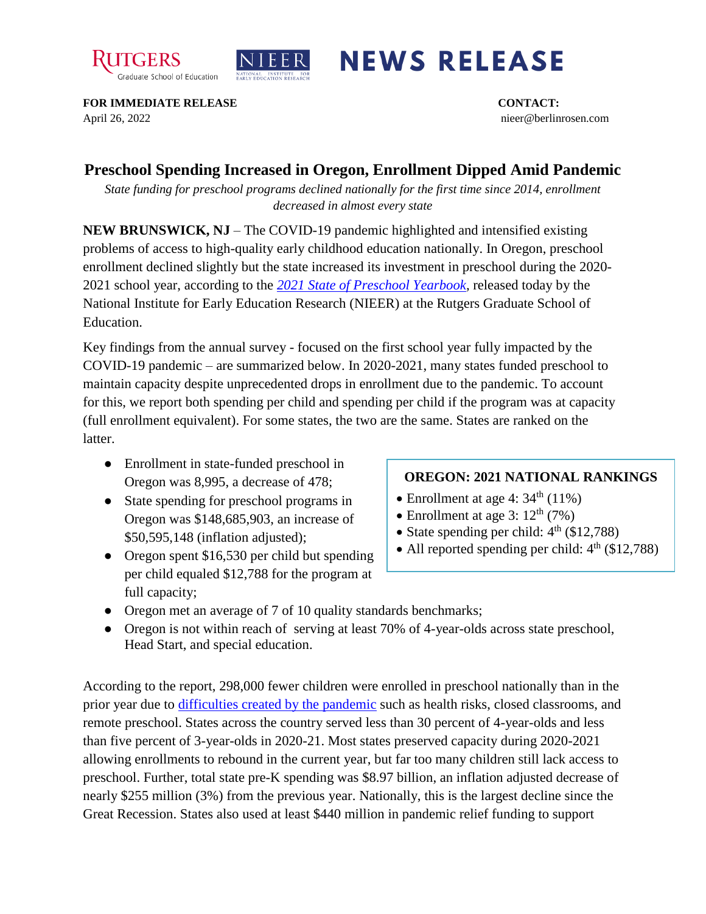Rutgers Graduate School of Education | NIEER National Institute for Early Education Research | **NEWS RELEASE**

**FOR IMMEDIATE RELEASE**
April 26, 2022

**CONTACT:**
nieer@berlinrosen.com

# Preschool Spending Increased in Oregon, Enrollment Dipped Amid Pandemic

*State funding for preschool programs declined nationally for the first time since 2014, enrollment decreased in almost every state*

**NEW BRUNSWICK, NJ** – The COVID-19 pandemic highlighted and intensified existing problems of access to high-quality early childhood education nationally. In Oregon, preschool enrollment declined slightly but the state increased its investment in preschool during the 2020-2021 school year, according to the [*2021 State of Preschool Yearbook*](), released today by the National Institute for Early Education Research (NIEER) at the Rutgers Graduate School of Education.

Key findings from the annual survey - focused on the first school year fully impacted by the COVID-19 pandemic – are summarized below. In 2020-2021, many states funded preschool to maintain capacity despite unprecedented drops in enrollment due to the pandemic. To account for this, we report both spending per child and spending per child if the program was at capacity (full enrollment equivalent). For some states, the two are the same. States are ranked on the latter.

- Enrollment in state-funded preschool in Oregon was 8,995, a decrease of 478;
- State spending for preschool programs in Oregon was $148,685,903, an increase of $50,595,148 (inflation adjusted);
- Oregon spent $16,530 per child but spending per child equaled $12,788 for the program at full capacity;
- Oregon met an average of 7 of 10 quality standards benchmarks;
- Oregon is not within reach of serving at least 70% of 4-year-olds across state preschool, Head Start, and special education.

**OREGON: 2021 NATIONAL RANKINGS**

- Enrollment at age 4: 34th (11%)
- Enrollment at age 3: 12th (7%)
- State spending per child: 4th ($12,788)
- All reported spending per child: 4th ($12,788)

According to the report, 298,000 fewer children were enrolled in preschool nationally than in the prior year due to [difficulties created by the pandemic]() such as health risks, closed classrooms, and remote preschool. States across the country served less than 30 percent of 4-year-olds and less than five percent of 3-year-olds in 2020-21. Most states preserved capacity during 2020-2021 allowing enrollments to rebound in the current year, but far too many children still lack access to preschool. Further, total state pre-K spending was $8.97 billion, an inflation adjusted decrease of nearly $255 million (3%) from the previous year. Nationally, this is the largest decline since the Great Recession. States also used at least $440 million in pandemic relief funding to support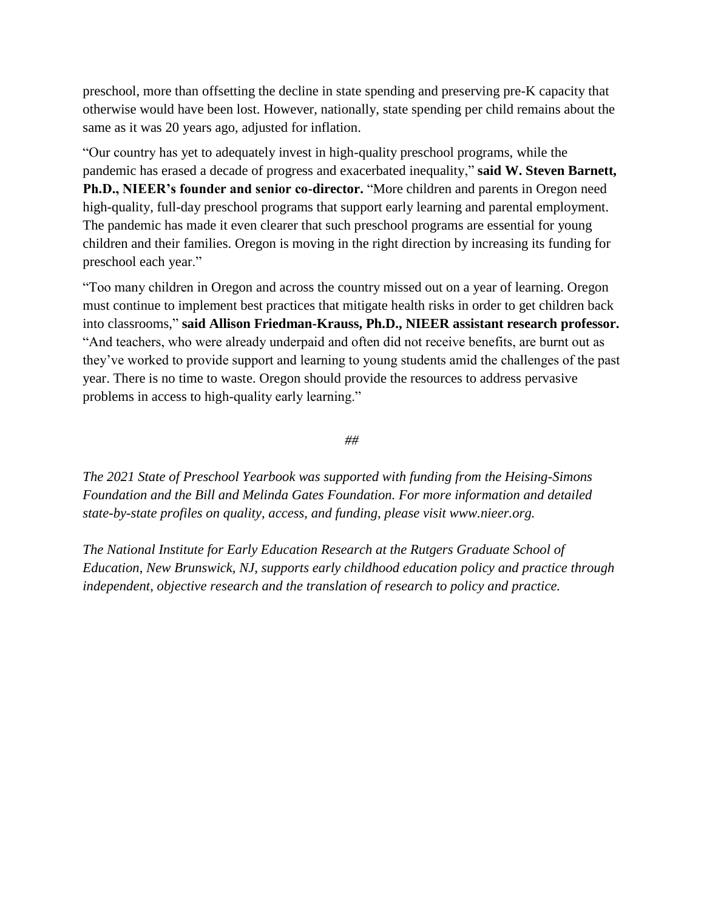preschool, more than offsetting the decline in state spending and preserving pre-K capacity that otherwise would have been lost. However, nationally, state spending per child remains about the same as it was 20 years ago, adjusted for inflation.

"Our country has yet to adequately invest in high-quality preschool programs, while the pandemic has erased a decade of progress and exacerbated inequality," **said W. Steven Barnett, Ph.D., NIEER's founder and senior co-director.** "More children and parents in Oregon need high-quality, full-day preschool programs that support early learning and parental employment. The pandemic has made it even clearer that such preschool programs are essential for young children and their families. Oregon is moving in the right direction by increasing its funding for preschool each year."

"Too many children in Oregon and across the country missed out on a year of learning. Oregon must continue to implement best practices that mitigate health risks in order to get children back into classrooms," **said Allison Friedman-Krauss, Ph.D., NIEER assistant research professor.** "And teachers, who were already underpaid and often did not receive benefits, are burnt out as they've worked to provide support and learning to young students amid the challenges of the past year. There is no time to waste. Oregon should provide the resources to address pervasive problems in access to high-quality early learning."

*##*

*The 2021 State of Preschool Yearbook was supported with funding from the Heising-Simons Foundation and the Bill and Melinda Gates Foundation. For more information and detailed state-by-state profiles on quality, access, and funding, please visit www.nieer.org.*

*The National Institute for Early Education Research at the Rutgers Graduate School of Education, New Brunswick, NJ, supports early childhood education policy and practice through independent, objective research and the translation of research to policy and practice.*